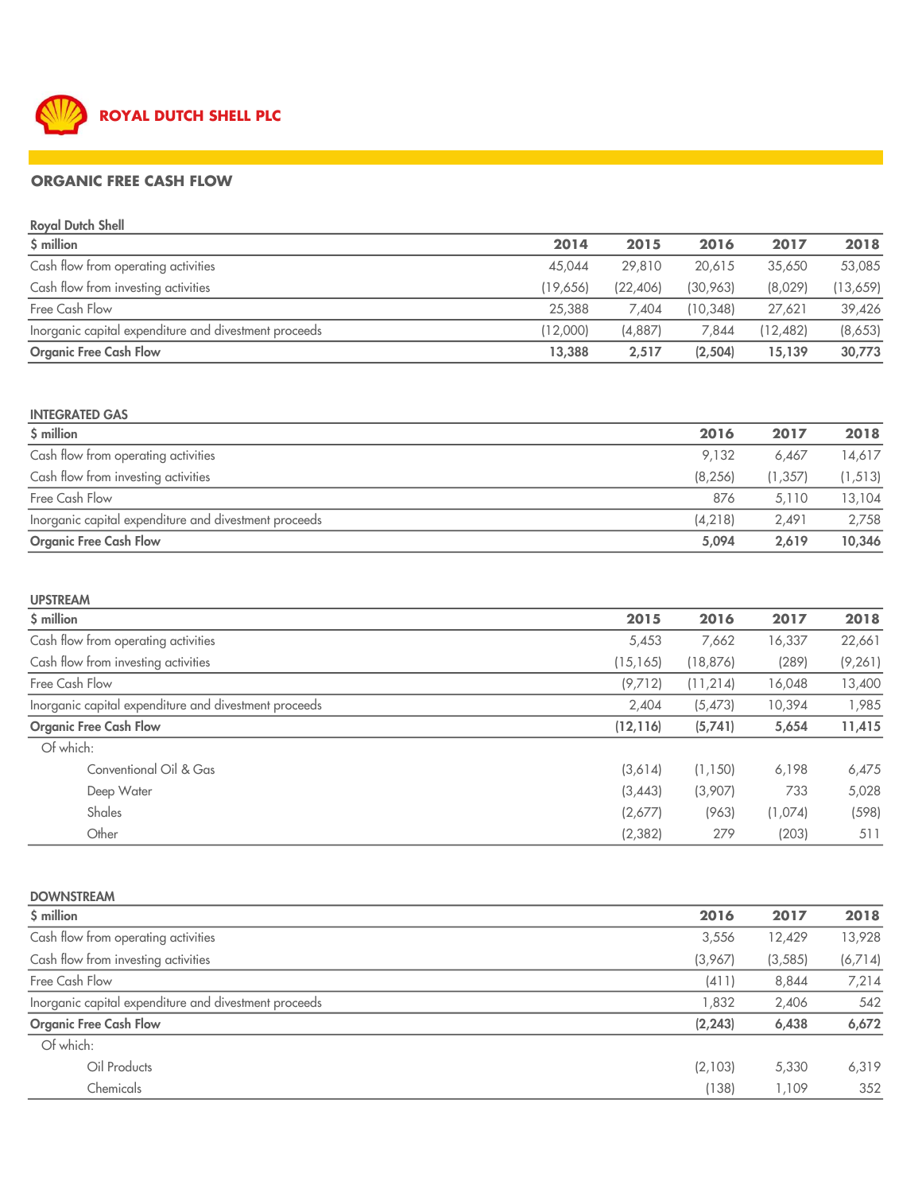**ROYAL DUTCH SHELL PLC**

## ORGANIC FREE CASH FLOW

**Royal Dutch Shell**

| $ million | 2014 | 2015 | 2016 | 2017 | 2018 |
|---|---|---|---|---|---|
| Cash flow from operating activities | 45,044 | 29,810 | 20,615 | 35,650 | 53,085 |
| Cash flow from investing activities | (19,656) | (22,406) | (30,963) | (8,029) | (13,659) |
| Free Cash Flow | 25,388 | 7,404 | (10,348) | 27,621 | 39,426 |
| Inorganic capital expenditure and divestment proceeds | (12,000) | (4,887) | 7,844 | (12,482) | (8,653) |
| **Organic Free Cash Flow** | **13,388** | **2,517** | **(2,504)** | **15,139** | **30,773** |

**INTEGRATED GAS**

| $ million | 2016 | 2017 | 2018 |
|---|---|---|---|
| Cash flow from operating activities | 9,132 | 6,467 | 14,617 |
| Cash flow from investing activities | (8,256) | (1,357) | (1,513) |
| Free Cash Flow | 876 | 5,110 | 13,104 |
| Inorganic capital expenditure and divestment proceeds | (4,218) | 2,491 | 2,758 |
| **Organic Free Cash Flow** | **5,094** | **2,619** | **10,346** |

**UPSTREAM**

| $ million | 2015 | 2016 | 2017 | 2018 |
|---|---|---|---|---|
| Cash flow from operating activities | 5,453 | 7,662 | 16,337 | 22,661 |
| Cash flow from investing activities | (15,165) | (18,876) | (289) | (9,261) |
| Free Cash Flow | (9,712) | (11,214) | 16,048 | 13,400 |
| Inorganic capital expenditure and divestment proceeds | 2,404 | (5,473) | 10,394 | 1,985 |
| **Organic Free Cash Flow** | **(12,116)** | **(5,741)** | **5,654** | **11,415** |
| Of which: | | | | |
| Conventional Oil & Gas | (3,614) | (1,150) | 6,198 | 6,475 |
| Deep Water | (3,443) | (3,907) | 733 | 5,028 |
| Shales | (2,677) | (963) | (1,074) | (598) |
| Other | (2,382) | 279 | (203) | 511 |

**DOWNSTREAM**

| $ million | 2016 | 2017 | 2018 |
|---|---|---|---|
| Cash flow from operating activities | 3,556 | 12,429 | 13,928 |
| Cash flow from investing activities | (3,967) | (3,585) | (6,714) |
| Free Cash Flow | (411) | 8,844 | 7,214 |
| Inorganic capital expenditure and divestment proceeds | 1,832 | 2,406 | 542 |
| **Organic Free Cash Flow** | **(2,243)** | **6,438** | **6,672** |
| Of which: | | | |
| Oil Products | (2,103) | 5,330 | 6,319 |
| Chemicals | (138) | 1,109 | 352 |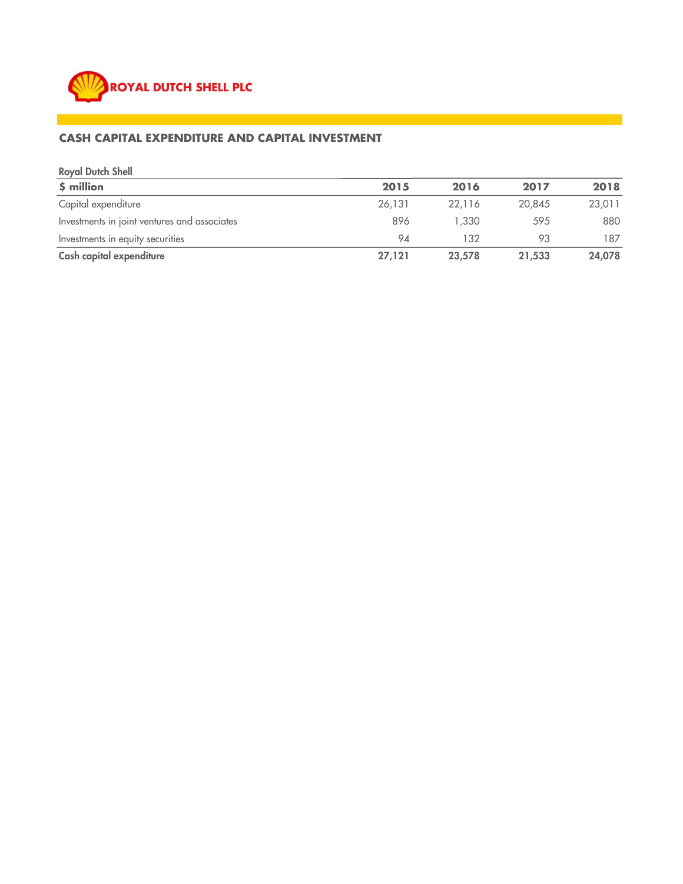ROYAL DUTCH SHELL PLC

## CASH CAPITAL EXPENDITURE AND CAPITAL INVESTMENT

Royal Dutch Shell

| **$ million** | **2015** | **2016** | **2017** | **2018** |
|---|---|---|---|---|
| Capital expenditure | 26,131 | 22,116 | 20,845 | 23,011 |
| Investments in joint ventures and associates | 896 | 1,330 | 595 | 880 |
| Investments in equity securities | 94 | 132 | 93 | 187 |
| **Cash capital expenditure** | **27,121** | **23,578** | **21,533** | **24,078** |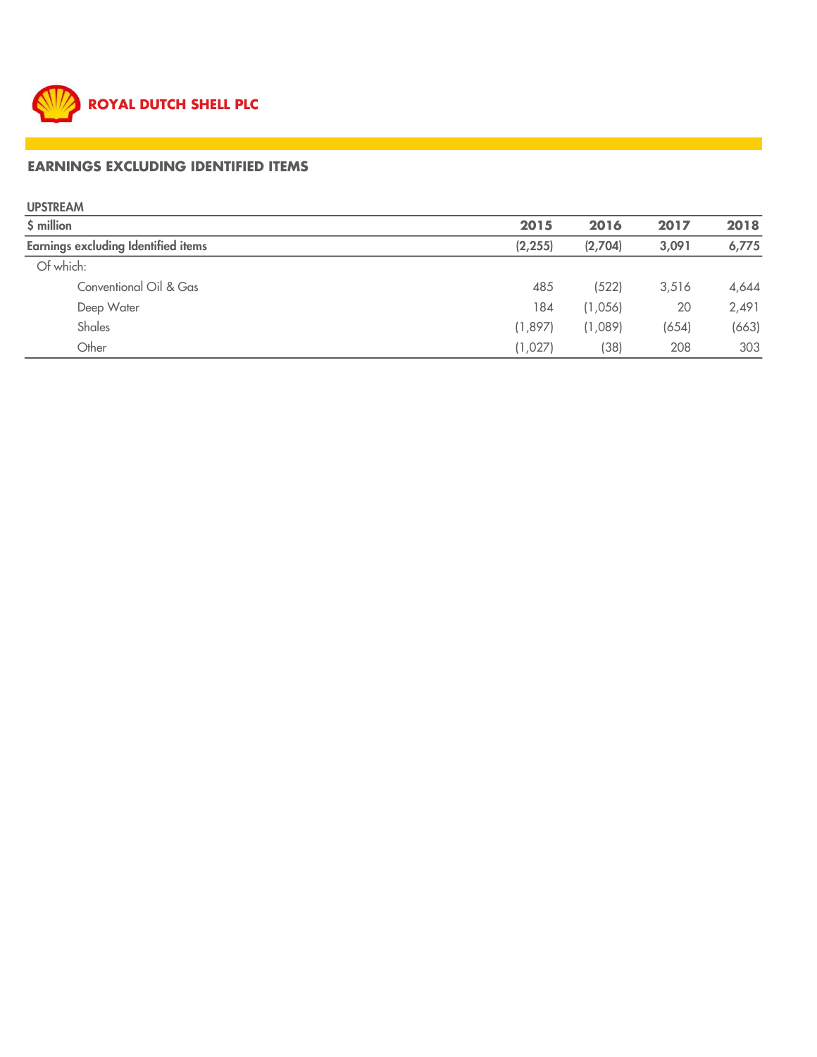ROYAL DUTCH SHELL PLC

## EARNINGS EXCLUDING IDENTIFIED ITEMS

### UPSTREAM

| $ million | 2015 | 2016 | 2017 | 2018 |
|---|---|---|---|---|
| **Earnings excluding Identified items** | **(2,255)** | **(2,704)** | **3,091** | **6,775** |
| Of which: | | | | |
| Conventional Oil & Gas | 485 | (522) | 3,516 | 4,644 |
| Deep Water | 184 | (1,056) | 20 | 2,491 |
| Shales | (1,897) | (1,089) | (654) | (663) |
| Other | (1,027) | (38) | 208 | 303 |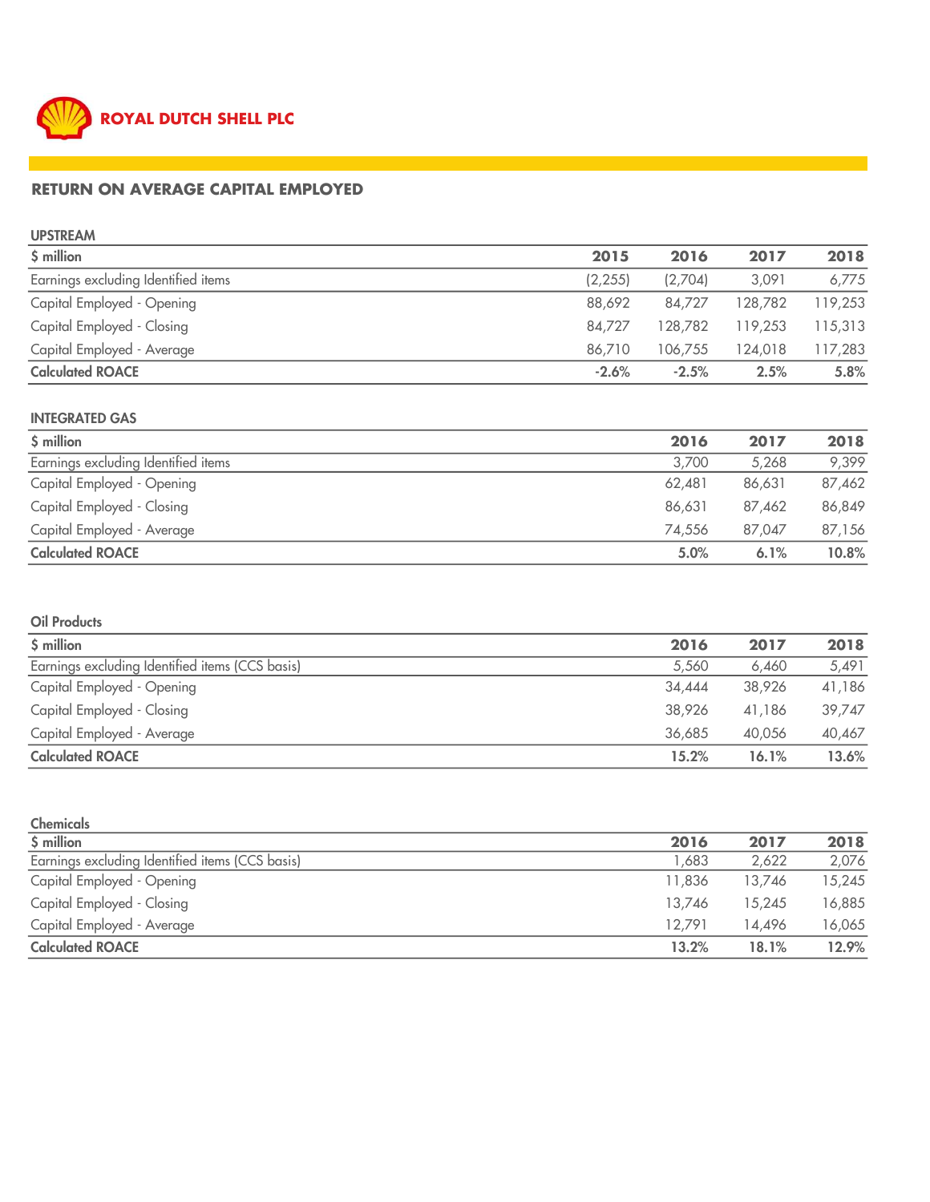**ROYAL DUTCH SHELL PLC**

## RETURN ON AVERAGE CAPITAL EMPLOYED

### UPSTREAM

| $ million | 2015 | 2016 | 2017 | 2018 |
|---|---|---|---|---|
| Earnings excluding Identified items | (2,255) | (2,704) | 3,091 | 6,775 |
| Capital Employed - Opening | 88,692 | 84,727 | 128,782 | 119,253 |
| Capital Employed - Closing | 84,727 | 128,782 | 119,253 | 115,313 |
| Capital Employed - Average | 86,710 | 106,755 | 124,018 | 117,283 |
| **Calculated ROACE** | **-2.6%** | **-2.5%** | **2.5%** | **5.8%** |

### INTEGRATED GAS

| $ million | 2016 | 2017 | 2018 |
|---|---|---|---|
| Earnings excluding Identified items | 3,700 | 5,268 | 9,399 |
| Capital Employed - Opening | 62,481 | 86,631 | 87,462 |
| Capital Employed - Closing | 86,631 | 87,462 | 86,849 |
| Capital Employed - Average | 74,556 | 87,047 | 87,156 |
| **Calculated ROACE** | **5.0%** | **6.1%** | **10.8%** |

### Oil Products

| $ million | 2016 | 2017 | 2018 |
|---|---|---|---|
| Earnings excluding Identified items (CCS basis) | 5,560 | 6,460 | 5,491 |
| Capital Employed - Opening | 34,444 | 38,926 | 41,186 |
| Capital Employed - Closing | 38,926 | 41,186 | 39,747 |
| Capital Employed - Average | 36,685 | 40,056 | 40,467 |
| **Calculated ROACE** | **15.2%** | **16.1%** | **13.6%** |

### Chemicals

| $ million | 2016 | 2017 | 2018 |
|---|---|---|---|
| Earnings excluding Identified items (CCS basis) | 1,683 | 2,622 | 2,076 |
| Capital Employed - Opening | 11,836 | 13,746 | 15,245 |
| Capital Employed - Closing | 13,746 | 15,245 | 16,885 |
| Capital Employed - Average | 12,791 | 14,496 | 16,065 |
| **Calculated ROACE** | **13.2%** | **18.1%** | **12.9%** |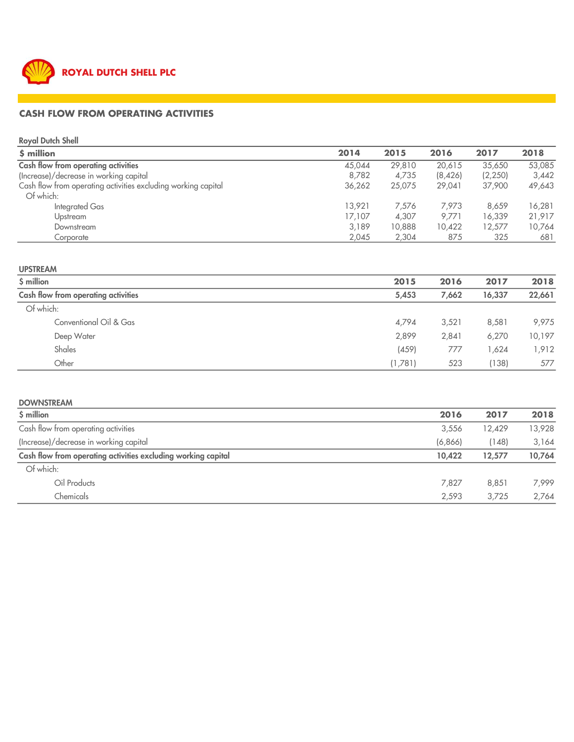**ROYAL DUTCH SHELL PLC**

## CASH FLOW FROM OPERATING ACTIVITIES

### Royal Dutch Shell

| $ million | 2014 | 2015 | 2016 | 2017 | 2018 |
|---|---|---|---|---|---|
| **Cash flow from operating activities** | 45,044 | 29,810 | 20,615 | 35,650 | 53,085 |
| (Increase)/decrease in working capital | 8,782 | 4,735 | (8,426) | (2,250) | 3,442 |
| Cash flow from operating activities excluding working capital | 36,262 | 25,075 | 29,041 | 37,900 | 49,643 |
| Of which: | | | | | |
| Integrated Gas | 13,921 | 7,576 | 7,973 | 8,659 | 16,281 |
| Upstream | 17,107 | 4,307 | 9,771 | 16,339 | 21,917 |
| Downstream | 3,189 | 10,888 | 10,422 | 12,577 | 10,764 |
| Corporate | 2,045 | 2,304 | 875 | 325 | 681 |

### UPSTREAM

| $ million | 2015 | 2016 | 2017 | 2018 |
|---|---|---|---|---|
| **Cash flow from operating activities** | **5,453** | **7,662** | **16,337** | **22,661** |
| Of which: | | | | |
| Conventional Oil & Gas | 4,794 | 3,521 | 8,581 | 9,975 |
| Deep Water | 2,899 | 2,841 | 6,270 | 10,197 |
| Shales | (459) | 777 | 1,624 | 1,912 |
| Other | (1,781) | 523 | (138) | 577 |

### DOWNSTREAM

| $ million | 2016 | 2017 | 2018 |
|---|---|---|---|
| Cash flow from operating activities | 3,556 | 12,429 | 13,928 |
| (Increase)/decrease in working capital | (6,866) | (148) | 3,164 |
| **Cash flow from operating activities excluding working capital** | **10,422** | **12,577** | **10,764** |
| Of which: | | | |
| Oil Products | 7,827 | 8,851 | 7,999 |
| Chemicals | 2,593 | 3,725 | 2,764 |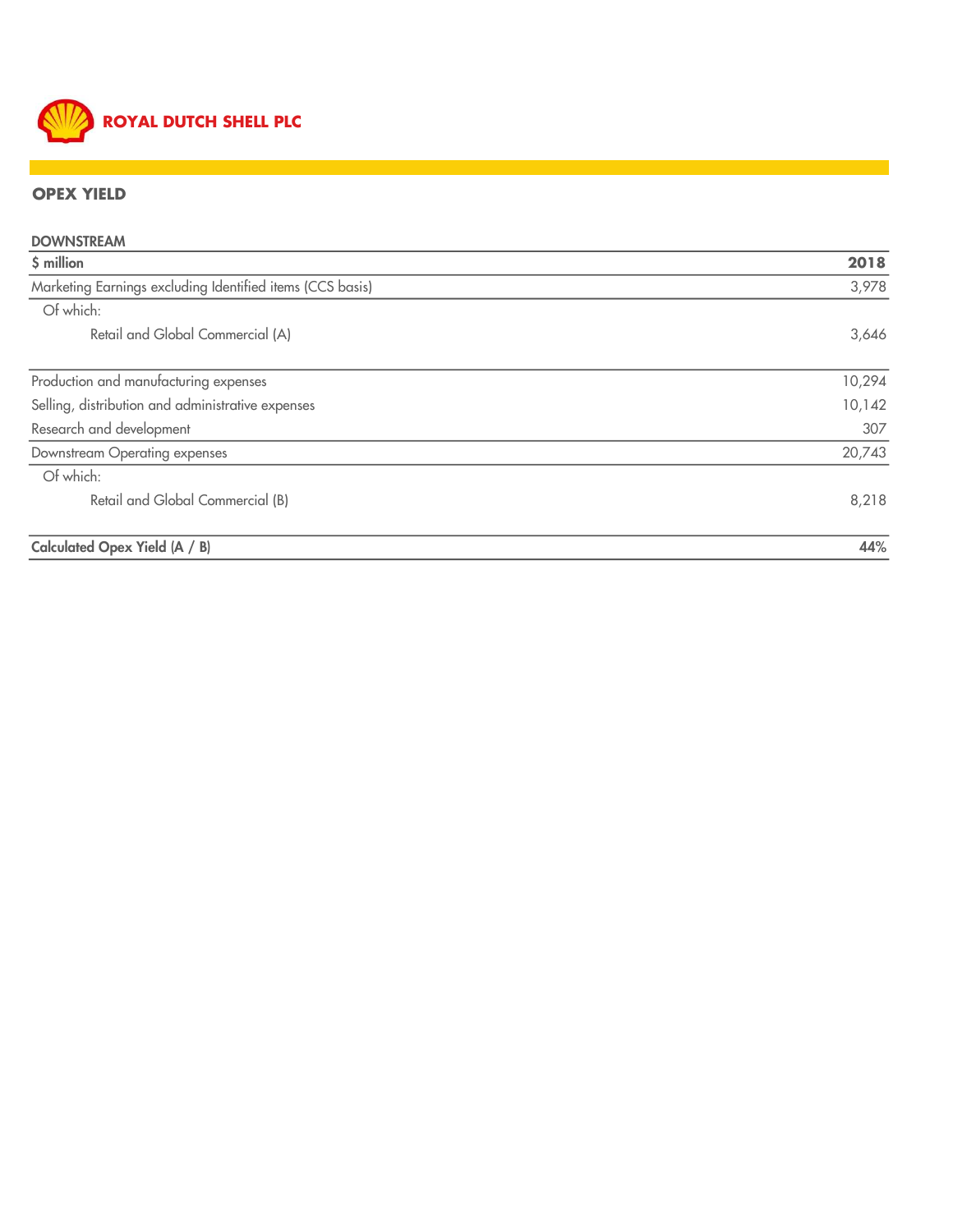ROYAL DUTCH SHELL PLC

## OPEX YIELD

### DOWNSTREAM

| $ million | 2018 |
|---|---|
| Marketing Earnings excluding Identified items (CCS basis) | 3,978 |
| Of which: | |
| Retail and Global Commercial (A) | 3,646 |
| Production and manufacturing expenses | 10,294 |
| Selling, distribution and administrative expenses | 10,142 |
| Research and development | 307 |
| Downstream Operating expenses | 20,743 |
| Of which: | |
| Retail and Global Commercial (B) | 8,218 |
| **Calculated Opex Yield (A / B)** | **44%** |